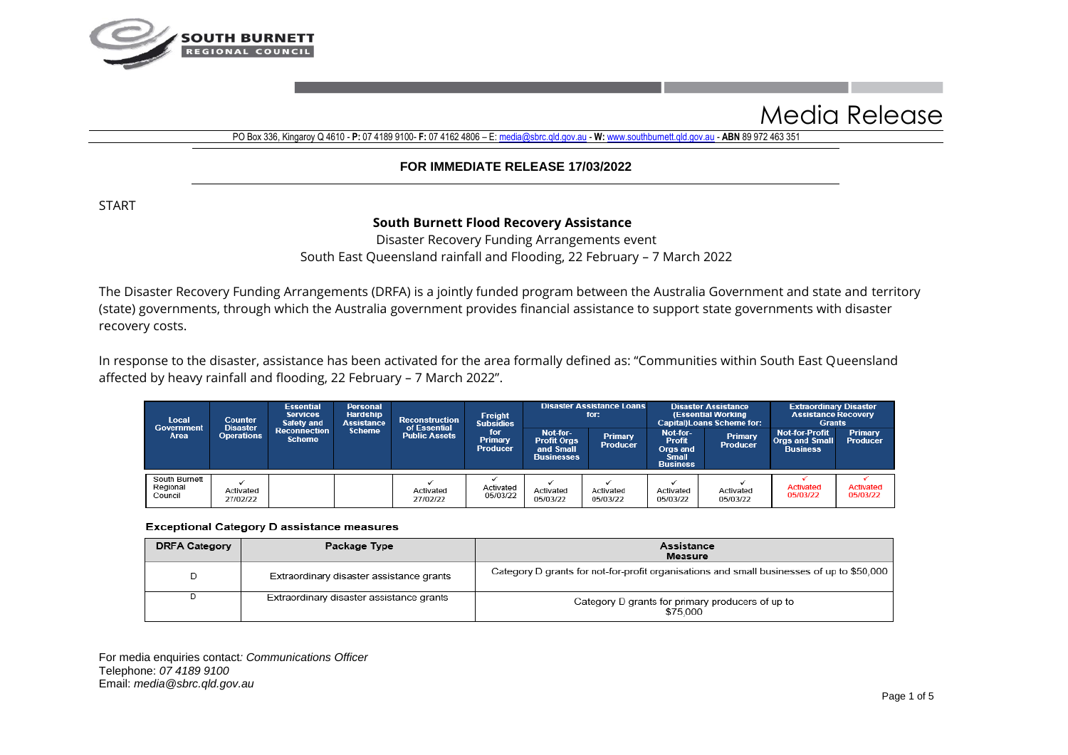SOUTH BURNETT REGIONAL COUNCIL

# Media Release

PO Box 336, Kingaroy Q 4610 - **P:** 07 4189 9100- **F:** 07 4162 4806 – E: media@sbrc.qld.gov.au - **W:** www.southburnett.qld.gov.au - **ABN** 89 972 463 351

**FOR IMMEDIATE RELEASE 17/03/2022**

START

## South Burnett Flood Recovery Assistance

Disaster Recovery Funding Arrangements event
South East Queensland rainfall and Flooding, 22 February – 7 March 2022

The Disaster Recovery Funding Arrangements (DRFA) is a jointly funded program between the Australia Government and state and territory (state) governments, through which the Australia government provides financial assistance to support state governments with disaster recovery costs.

In response to the disaster, assistance has been activated for the area formally defined as: "Communities within South East Queensland affected by heavy rainfall and flooding, 22 February – 7 March 2022".

| Local Government Area | Counter Disaster Operations | Essential Services Safety and Reconnection Scheme | Personal Hardship Assistance Scheme | Reconstruction of Essential Public Assets | Freight Subsidies for Primary Producer | Disaster Assistance Loans for: | | Disaster Assistance (Essential Working Capital)Loans Scheme for: | | Extraordinary Disaster Assistance Recovery Grants | |
|---|---|---|---|---|---|---|---|---|---|---|---|
| | | | | | | Not-for-Profit Orgs and Small Businesses | Primary Producer | Not-for-Profit Orgs and Small Business | Primary Producer | Not-for-Profit Orgs and Small Business | Primary Producer |
| South Burnett Regional Council | ✓ Activated 27/02/22 | | | ✓ Activated 27/02/22 | ✓ Activated 05/03/22 | ✓ Activated 05/03/22 | ✓ Activated 05/03/22 | ✓ Activated 05/03/22 | ✓ Activated 05/03/22 | ✓ Activated 05/03/22 | ✓ Activated 05/03/22 |

**Exceptional Category D assistance measures**

| DRFA Category | Package Type | Assistance Measure |
|---|---|---|
| D | Extraordinary disaster assistance grants | Category D grants for not-for-profit organisations and small businesses of up to $50,000 |
| D | Extraordinary disaster assistance grants | Category D grants for primary producers of up to $75,000 |

For media enquiries contact: *Communications Officer*
Telephone: *07 4189 9100*
Email: *media@sbrc.qld.gov.au*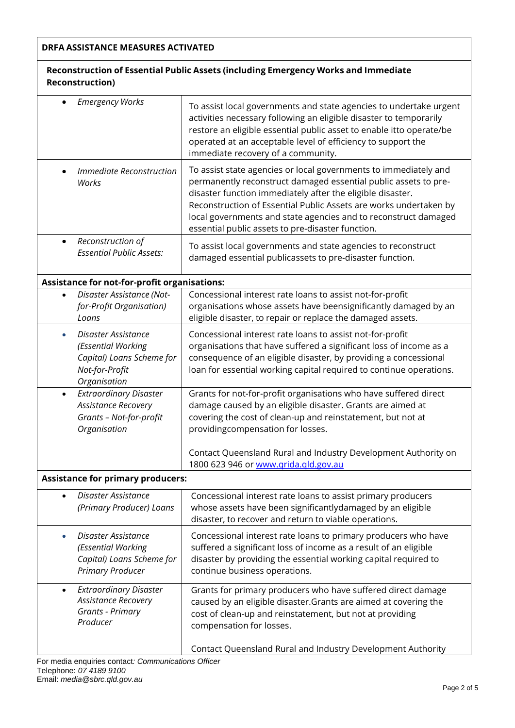| **DRFA ASSISTANCE MEASURES ACTIVATED** | |
|---|---|
| **Reconstruction of Essential Public Assets (including Emergency Works and Immediate Reconstruction)** | |
| • *Emergency Works* | To assist local governments and state agencies to undertake urgent activities necessary following an eligible disaster to temporarily restore an eligible essential public asset to enable itto operate/be operated at an acceptable level of efficiency to support the immediate recovery of a community. |
| • *Immediate Reconstruction Works* | To assist state agencies or local governments to immediately and permanently reconstruct damaged essential public assets to pre-disaster function immediately after the eligible disaster. Reconstruction of Essential Public Assets are works undertaken by local governments and state agencies and to reconstruct damaged essential public assets to pre-disaster function. |
| • *Reconstruction of Essential Public Assets:* | To assist local governments and state agencies to reconstruct damaged essential publicassets to pre-disaster function. |
| **Assistance for not-for-profit organisations:** | |
| • *Disaster Assistance (Not-for-Profit Organisation) Loans* | Concessional interest rate loans to assist not-for-profit organisations whose assets have beensignificantly damaged by an eligible disaster, to repair or replace the damaged assets. |
| • *Disaster Assistance (Essential Working Capital) Loans Scheme for Not-for-Profit Organisation* | Concessional interest rate loans to assist not-for-profit organisations that have suffered a significant loss of income as a consequence of an eligible disaster, by providing a concessional loan for essential working capital required to continue operations. |
| • *Extraordinary Disaster Assistance Recovery Grants – Not-for-profit Organisation* | Grants for not-for-profit organisations who have suffered direct damage caused by an eligible disaster. Grants are aimed at covering the cost of clean-up and reinstatement, but not at providingcompensation for losses.<br><br>Contact Queensland Rural and Industry Development Authority on 1800 623 946 or [www.qrida.qld.gov.au](http://www.qrida.qld.gov.au) |
| **Assistance for primary producers:** | |
| • *Disaster Assistance (Primary Producer) Loans* | Concessional interest rate loans to assist primary producers whose assets have been significantlydamaged by an eligible disaster, to recover and return to viable operations. |
| • *Disaster Assistance (Essential Working Capital) Loans Scheme for Primary Producer* | Concessional interest rate loans to primary producers who have suffered a significant loss of income as a result of an eligible disaster by providing the essential working capital required to continue business operations. |
| • *Extraordinary Disaster Assistance Recovery Grants - Primary Producer* | Grants for primary producers who have suffered direct damage caused by an eligible disaster.Grants are aimed at covering the cost of clean-up and reinstatement, but not at providing compensation for losses.<br><br>Contact Queensland Rural and Industry Development Authority |

For media enquiries contact*: Communications Officer*
Telephone: *07 4189 9100*
Email: *media@sbrc.qld.gov.au*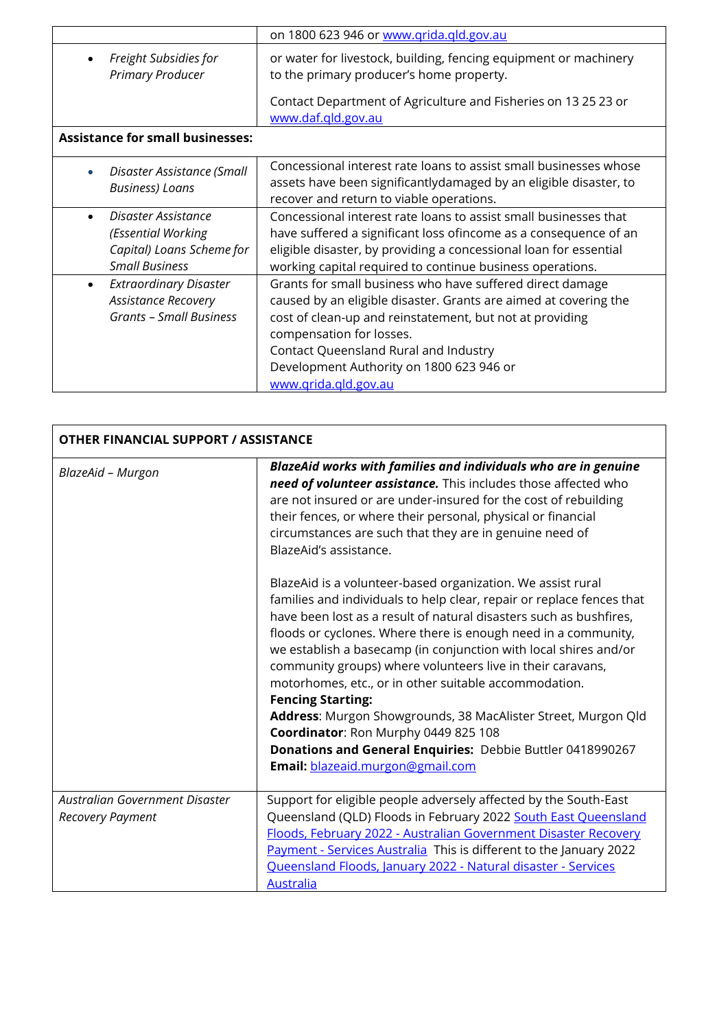| | |
|---|---|
| | on 1800 623 946 or [www.qrida.qld.gov.au](www.qrida.qld.gov.au) |
| • *Freight Subsidies for Primary Producer* | or water for livestock, building, fencing equipment or machinery to the primary producer's home property.<br><br>Contact Department of Agriculture and Fisheries on 13 25 23 or [www.daf.qld.gov.au](www.daf.qld.gov.au) |
| **Assistance for small businesses:** | |
| • *Disaster Assistance (Small Business) Loans* | Concessional interest rate loans to assist small businesses whose assets have been significantlydamaged by an eligible disaster, to recover and return to viable operations. |
| • *Disaster Assistance (Essential Working Capital) Loans Scheme for Small Business* | Concessional interest rate loans to assist small businesses that have suffered a significant loss ofincome as a consequence of an eligible disaster, by providing a concessional loan for essential working capital required to continue business operations. |
| • *Extraordinary Disaster Assistance Recovery Grants – Small Business* | Grants for small business who have suffered direct damage caused by an eligible disaster. Grants are aimed at covering the cost of clean-up and reinstatement, but not at providing compensation for losses.<br>Contact Queensland Rural and Industry Development Authority on 1800 623 946 or [www.qrida.qld.gov.au](www.qrida.qld.gov.au) |

| **OTHER FINANCIAL SUPPORT / ASSISTANCE** | |
|---|---|
| *BlazeAid – Murgon* | ***BlazeAid works with families and individuals who are in genuine need of volunteer assistance.*** This includes those affected who are not insured or are under-insured for the cost of rebuilding their fences, or where their personal, physical or financial circumstances are such that they are in genuine need of BlazeAid's assistance.<br><br>BlazeAid is a volunteer-based organization. We assist rural families and individuals to help clear, repair or replace fences that have been lost as a result of natural disasters such as bushfires, floods or cyclones. Where there is enough need in a community, we establish a basecamp (in conjunction with local shires and/or community groups) where volunteers live in their caravans, motorhomes, etc., or in other suitable accommodation.<br>**Fencing Starting:**<br>**Address**: Murgon Showgrounds, 38 MacAlister Street, Murgon Qld<br>**Coordinator**: Ron Murphy 0449 825 108<br>**Donations and General Enquiries:** Debbie Buttler 0418990267<br>**Email:** [blazeaid.murgon@gmail.com](mailto:blazeaid.murgon@gmail.com) |
| *Australian Government Disaster Recovery Payment* | Support for eligible people adversely affected by the South-East Queensland (QLD) Floods in February 2022 [South East Queensland Floods, February 2022 - Australian Government Disaster Recovery Payment - Services Australia]() This is different to the January 2022 [Queensland Floods, January 2022 - Natural disaster - Services Australia]() |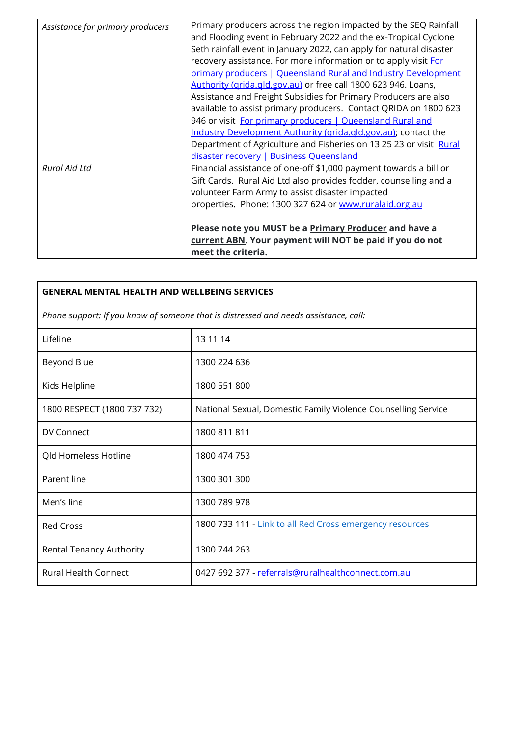| | |
|---|---|
| *Assistance for primary producers* | Primary producers across the region impacted by the SEQ Rainfall and Flooding event in February 2022 and the ex-Tropical Cyclone Seth rainfall event in January 2022, can apply for natural disaster recovery assistance. For more information or to apply visit [For primary producers \| Queensland Rural and Industry Development Authority (qrida.qld.gov.au)]() or free call 1800 623 946. Loans, Assistance and Freight Subsidies for Primary Producers are also available to assist primary producers. Contact QRIDA on 1800 623 946 or visit [For primary producers \| Queensland Rural and Industry Development Authority (qrida.qld.gov.au)](); contact the Department of Agriculture and Fisheries on 13 25 23 or visit [Rural disaster recovery \| Business Queensland]() |
| *Rural Aid Ltd* | Financial assistance of one-off $1,000 payment towards a bill or Gift Cards. Rural Aid Ltd also provides fodder, counselling and a volunteer Farm Army to assist disaster impacted properties. Phone: 1300 327 624 or [www.ruralaid.org.au]()<br><br>**Please note you MUST be a <u>Primary Producer</u> and have a <u>current ABN</u>. Your payment will NOT be paid if you do not meet the criteria.** |

| **GENERAL MENTAL HEALTH AND WELLBEING SERVICES** | |
|---|---|
| *Phone support: If you know of someone that is distressed and needs assistance, call:* | |
| Lifeline | 13 11 14 |
| Beyond Blue | 1300 224 636 |
| Kids Helpline | 1800 551 800 |
| 1800 RESPECT (1800 737 732) | National Sexual, Domestic Family Violence Counselling Service |
| DV Connect | 1800 811 811 |
| Qld Homeless Hotline | 1800 474 753 |
| Parent line | 1300 301 300 |
| Men's line | 1300 789 978 |
| Red Cross | 1800 733 111 - [Link to all Red Cross emergency resources]() |
| Rental Tenancy Authority | 1300 744 263 |
| Rural Health Connect | 0427 692 377 - [referrals@ruralhealthconnect.com.au]() |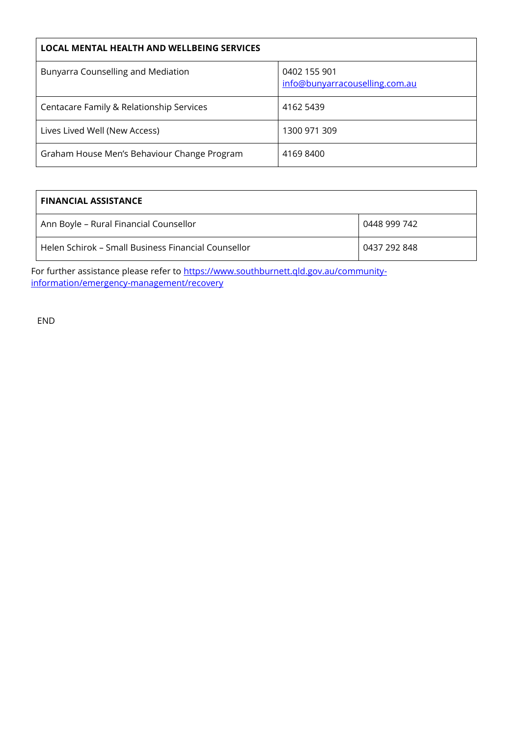| LOCAL MENTAL HEALTH AND WELLBEING SERVICES | |
|---|---|
| Bunyarra Counselling and Mediation | 0402 155 901 info@bunyarracouselling.com.au |
| Centacare Family & Relationship Services | 4162 5439 |
| Lives Lived Well (New Access) | 1300 971 309 |
| Graham House Men's Behaviour Change Program | 4169 8400 |

| FINANCIAL ASSISTANCE | |
|---|---|
| Ann Boyle – Rural Financial Counsellor | 0448 999 742 |
| Helen Schirok – Small Business Financial Counsellor | 0437 292 848 |

For further assistance please refer to https://www.southburnett.qld.gov.au/community-information/emergency-management/recovery

END